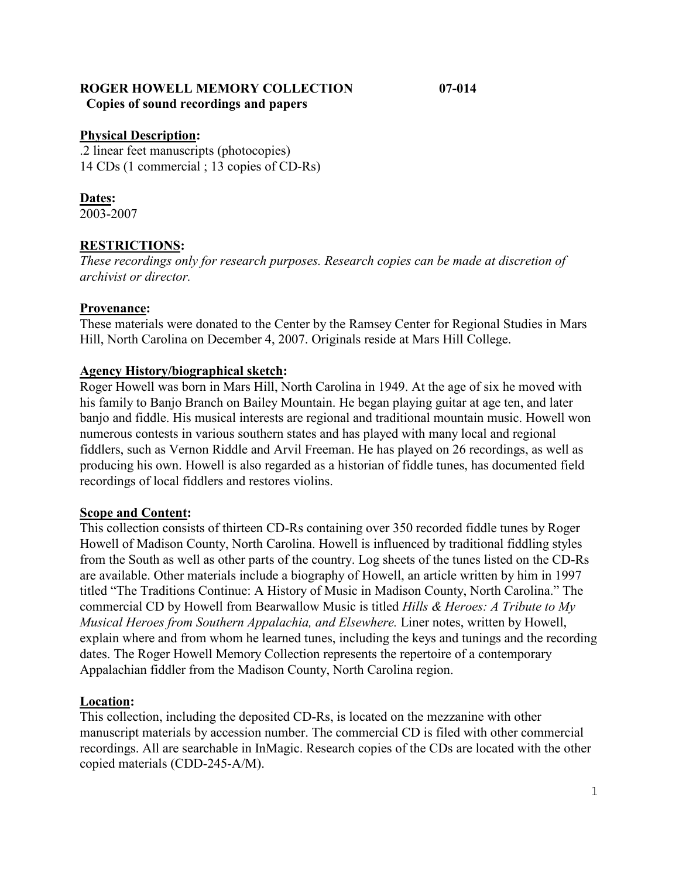**ROGER HOWELL MEMORY COLLECTION 07-014**
**Copies of sound recordings and papers**

**Physical Description:**
.2 linear feet manuscripts (photocopies)
14 CDs (1 commercial ; 13 copies of CD-Rs)

**Dates:**
2003-2007

**RESTRICTIONS:**
*These recordings only for research purposes. Research copies can be made at discretion of archivist or director.*

**Provenance:**
These materials were donated to the Center by the Ramsey Center for Regional Studies in Mars Hill, North Carolina on December 4, 2007. Originals reside at Mars Hill College.

**Agency History/biographical sketch:**
Roger Howell was born in Mars Hill, North Carolina in 1949. At the age of six he moved with his family to Banjo Branch on Bailey Mountain. He began playing guitar at age ten, and later banjo and fiddle. His musical interests are regional and traditional mountain music. Howell won numerous contests in various southern states and has played with many local and regional fiddlers, such as Vernon Riddle and Arvil Freeman. He has played on 26 recordings, as well as producing his own. Howell is also regarded as a historian of fiddle tunes, has documented field recordings of local fiddlers and restores violins.

**Scope and Content:**
This collection consists of thirteen CD-Rs containing over 350 recorded fiddle tunes by Roger Howell of Madison County, North Carolina. Howell is influenced by traditional fiddling styles from the South as well as other parts of the country. Log sheets of the tunes listed on the CD-Rs are available. Other materials include a biography of Howell, an article written by him in 1997 titled "The Traditions Continue: A History of Music in Madison County, North Carolina." The commercial CD by Howell from Bearwallow Music is titled *Hills & Heroes: A Tribute to My Musical Heroes from Southern Appalachia, and Elsewhere.* Liner notes, written by Howell, explain where and from whom he learned tunes, including the keys and tunings and the recording dates. The Roger Howell Memory Collection represents the repertoire of a contemporary Appalachian fiddler from the Madison County, North Carolina region.

**Location:**
This collection, including the deposited CD-Rs, is located on the mezzanine with other manuscript materials by accession number. The commercial CD is filed with other commercial recordings. All are searchable in InMagic. Research copies of the CDs are located with the other copied materials (CDD-245-A/M).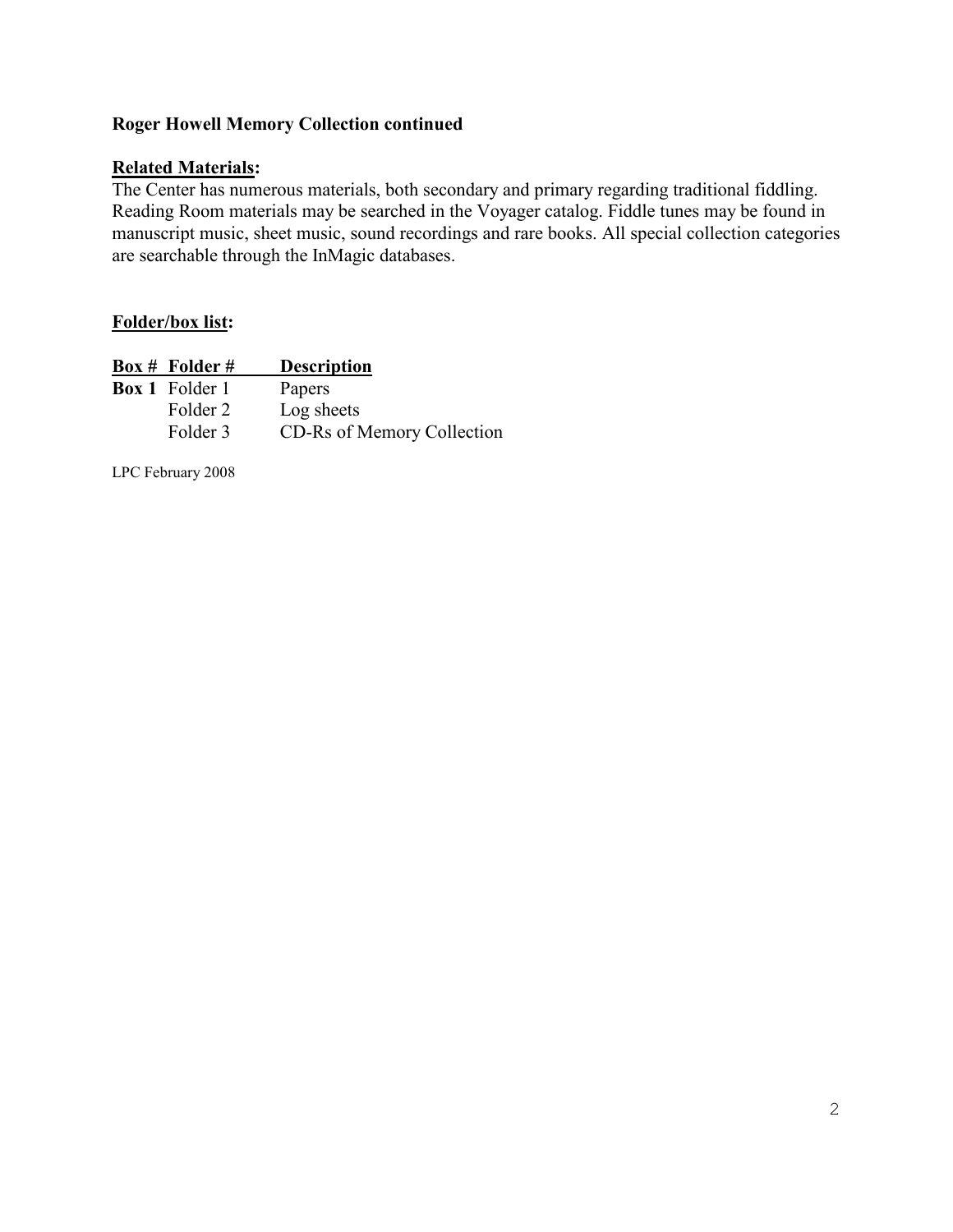**Roger Howell Memory Collection continued**

**Related Materials:**

The Center has numerous materials, both secondary and primary regarding traditional fiddling. Reading Room materials may be searched in the Voyager catalog. Fiddle tunes may be found in manuscript music, sheet music, sound recordings and rare books. All special collection categories are searchable through the InMagic databases.

**Folder/box list:**

| Box # | Folder # | Description |
|---|---|---|
| **Box 1** | Folder 1 | Papers |
| | Folder 2 | Log sheets |
| | Folder 3 | CD-Rs of Memory Collection |

LPC February 2008